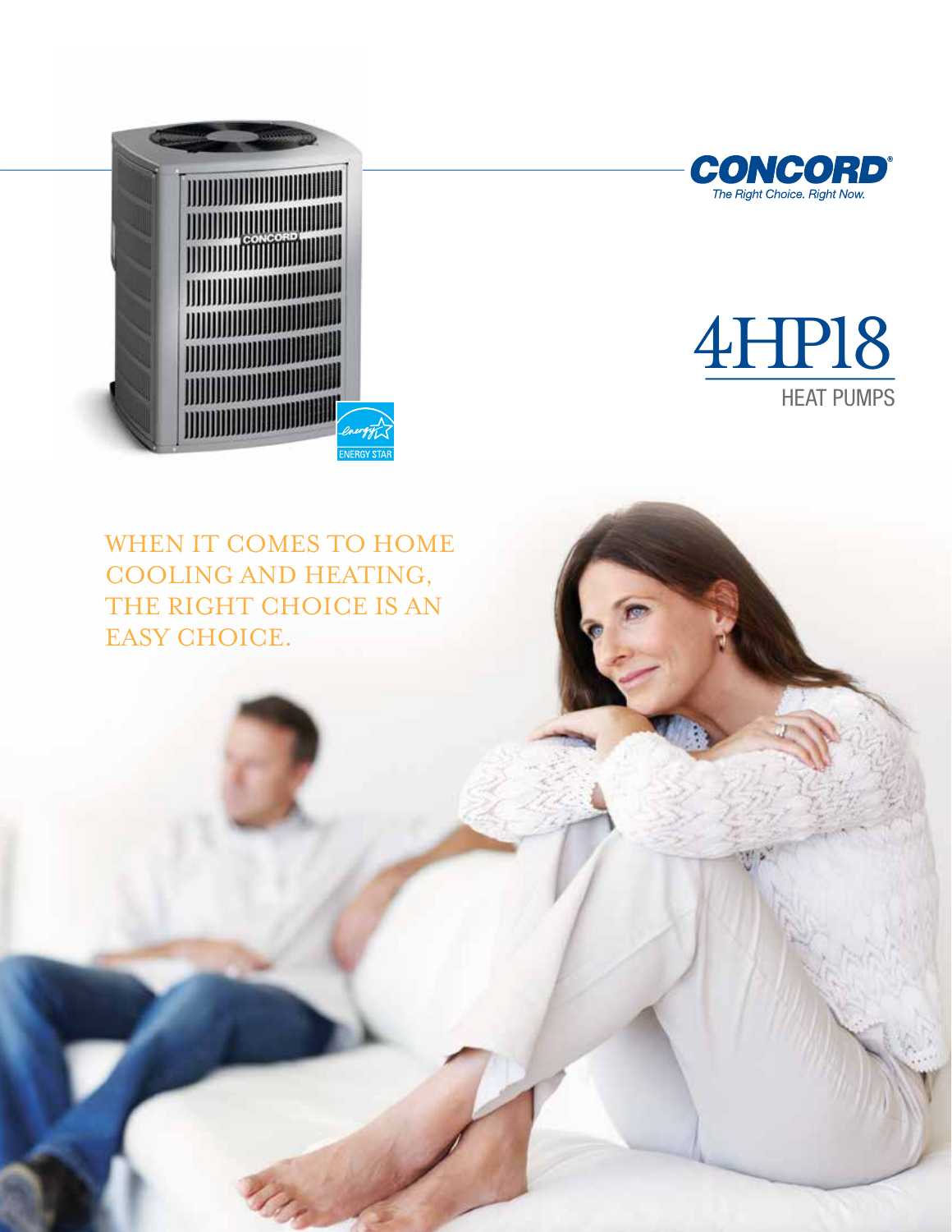**CONCORD**®

*The Right Choice. Right Now.*

# 4HP18

## HEAT PUMPS

WHEN IT COMES TO HOME COOLING AND HEATING, THE RIGHT CHOICE IS AN EASY CHOICE.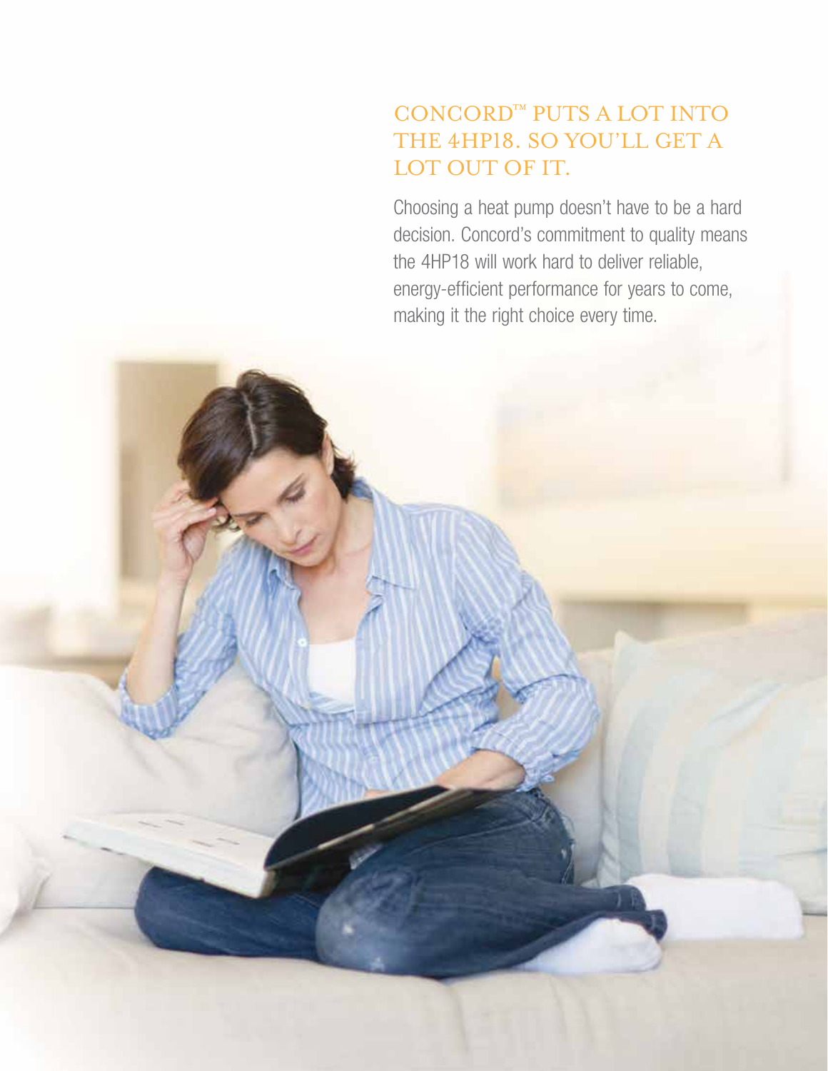## CONCORD™ PUTS A LOT INTO THE 4HP18. SO YOU'LL GET A LOT OUT OF IT.

Choosing a heat pump doesn't have to be a hard decision. Concord's commitment to quality means the 4HP18 will work hard to deliver reliable, energy-efficient performance for years to come, making it the right choice every time.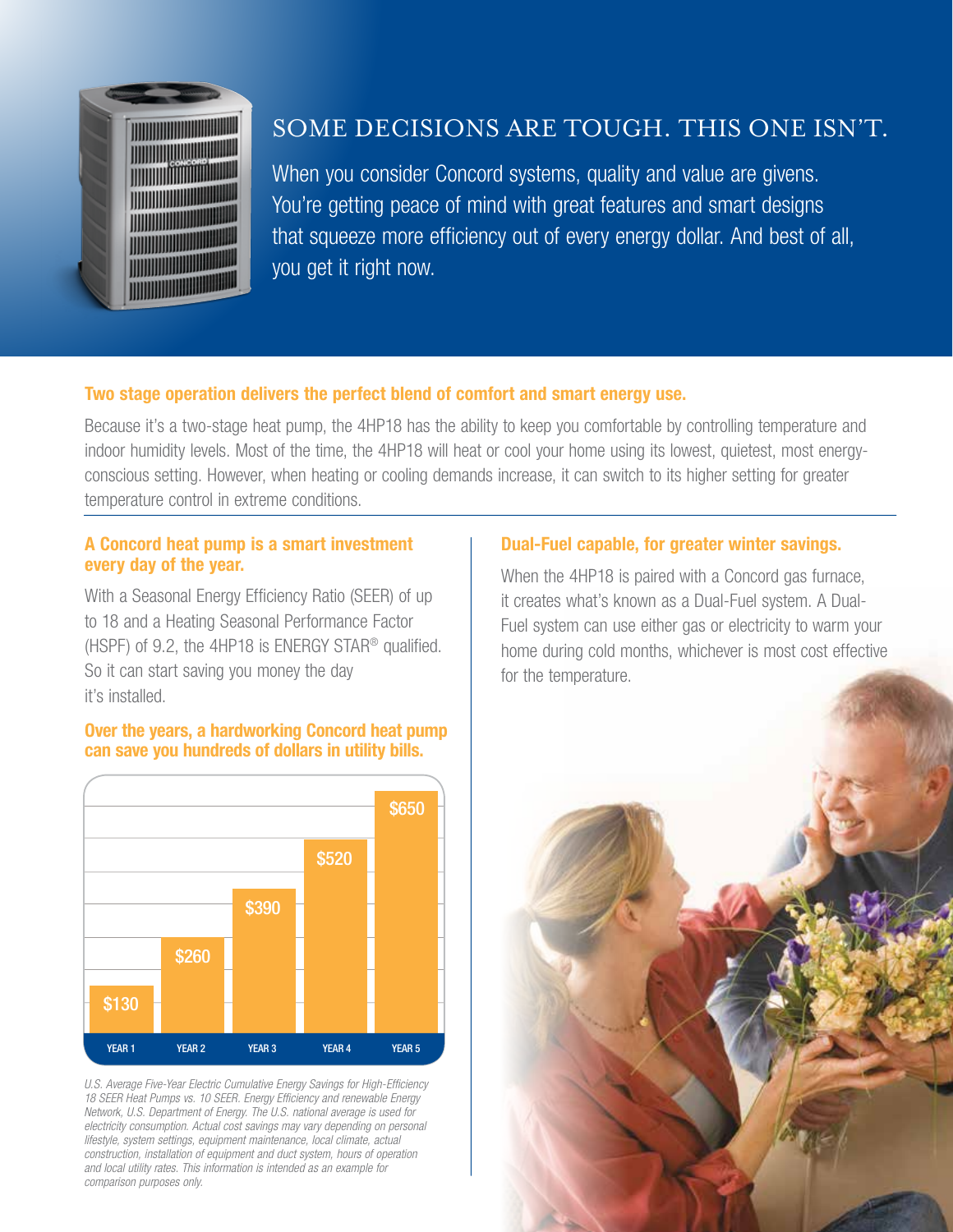# SOME DECISIONS ARE TOUGH. THIS ONE ISN'T.

When you consider Concord systems, quality and value are givens. You're getting peace of mind with great features and smart designs that squeeze more efficiency out of every energy dollar. And best of all, you get it right now.

## Two stage operation delivers the perfect blend of comfort and smart energy use.

Because it's a two-stage heat pump, the 4HP18 has the ability to keep you comfortable by controlling temperature and indoor humidity levels. Most of the time, the 4HP18 will heat or cool your home using its lowest, quietest, most energy-conscious setting. However, when heating or cooling demands increase, it can switch to its higher setting for greater temperature control in extreme conditions.

## A Concord heat pump is a smart investment every day of the year.

With a Seasonal Energy Efficiency Ratio (SEER) of up to 18 and a Heating Seasonal Performance Factor (HSPF) of 9.2, the 4HP18 is ENERGY STAR® qualified. So it can start saving you money the day it's installed.

## Over the years, a hardworking Concord heat pump can save you hundreds of dollars in utility bills.

| YEAR 1 | YEAR 2 | YEAR 3 | YEAR 4 | YEAR 5 |
|---|---|---|---|---|
| $130 | $260 | $390 | $520 | $650 |

*U.S. Average Five-Year Electric Cumulative Energy Savings for High-Efficiency 18 SEER Heat Pumps vs. 10 SEER. Energy Efficiency and renewable Energy Network, U.S. Department of Energy. The U.S. national average is used for electricity consumption. Actual cost savings may vary depending on personal lifestyle, system settings, equipment maintenance, local climate, actual construction, installation of equipment and duct system, hours of operation and local utility rates. This information is intended as an example for comparison purposes only.*

## Dual-Fuel capable, for greater winter savings.

When the 4HP18 is paired with a Concord gas furnace, it creates what's known as a Dual-Fuel system. A Dual-Fuel system can use either gas or electricity to warm your home during cold months, whichever is most cost effective for the temperature.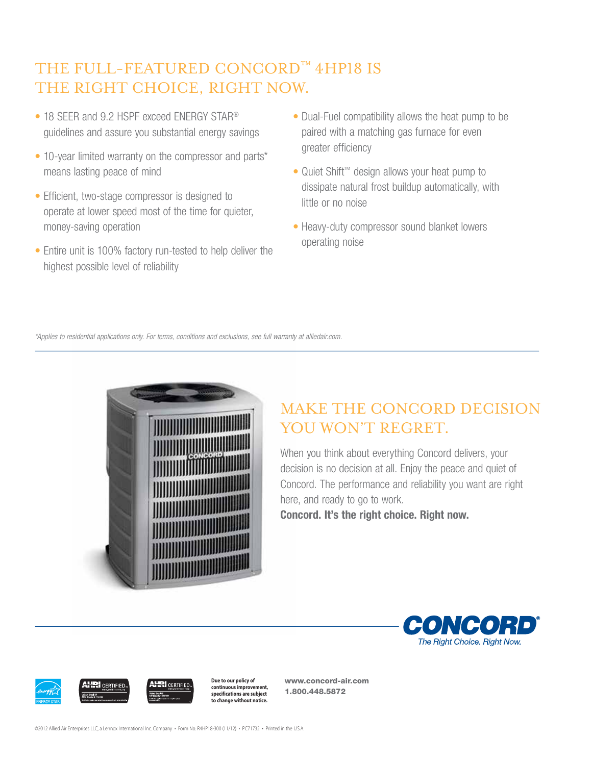# THE FULL-FEATURED CONCORD™ 4HP18 IS THE RIGHT CHOICE, RIGHT NOW.

- 18 SEER and 9.2 HSPF exceed ENERGY STAR® guidelines and assure you substantial energy savings
- 10-year limited warranty on the compressor and parts* means lasting peace of mind
- Efficient, two-stage compressor is designed to operate at lower speed most of the time for quieter, money-saving operation
- Entire unit is 100% factory run-tested to help deliver the highest possible level of reliability
- Dual-Fuel compatibility allows the heat pump to be paired with a matching gas furnace for even greater efficiency
- Quiet Shift™ design allows your heat pump to dissipate natural frost buildup automatically, with little or no noise
- Heavy-duty compressor sound blanket lowers operating noise

*\*Applies to residential applications only. For terms, conditions and exclusions, see full warranty at alliedair.com.*

## MAKE THE CONCORD DECISION YOU WON'T REGRET.

When you think about everything Concord delivers, your decision is no decision at all. Enjoy the peace and quiet of Concord. The performance and reliability you want are right here, and ready to go to work.

**Concord. It's the right choice. Right now.**

CONCORD®
The Right Choice. Right Now.

**Due to our policy of continuous improvement, specifications are subject to change without notice.**

**www.concord-air.com**
**1.800.448.5872**

©2012 Allied Air Enterprises LLC, a Lennox International Inc. Company • Form No. R4HP18-300 (11/12) • PC71732 • Printed in the U.S.A.